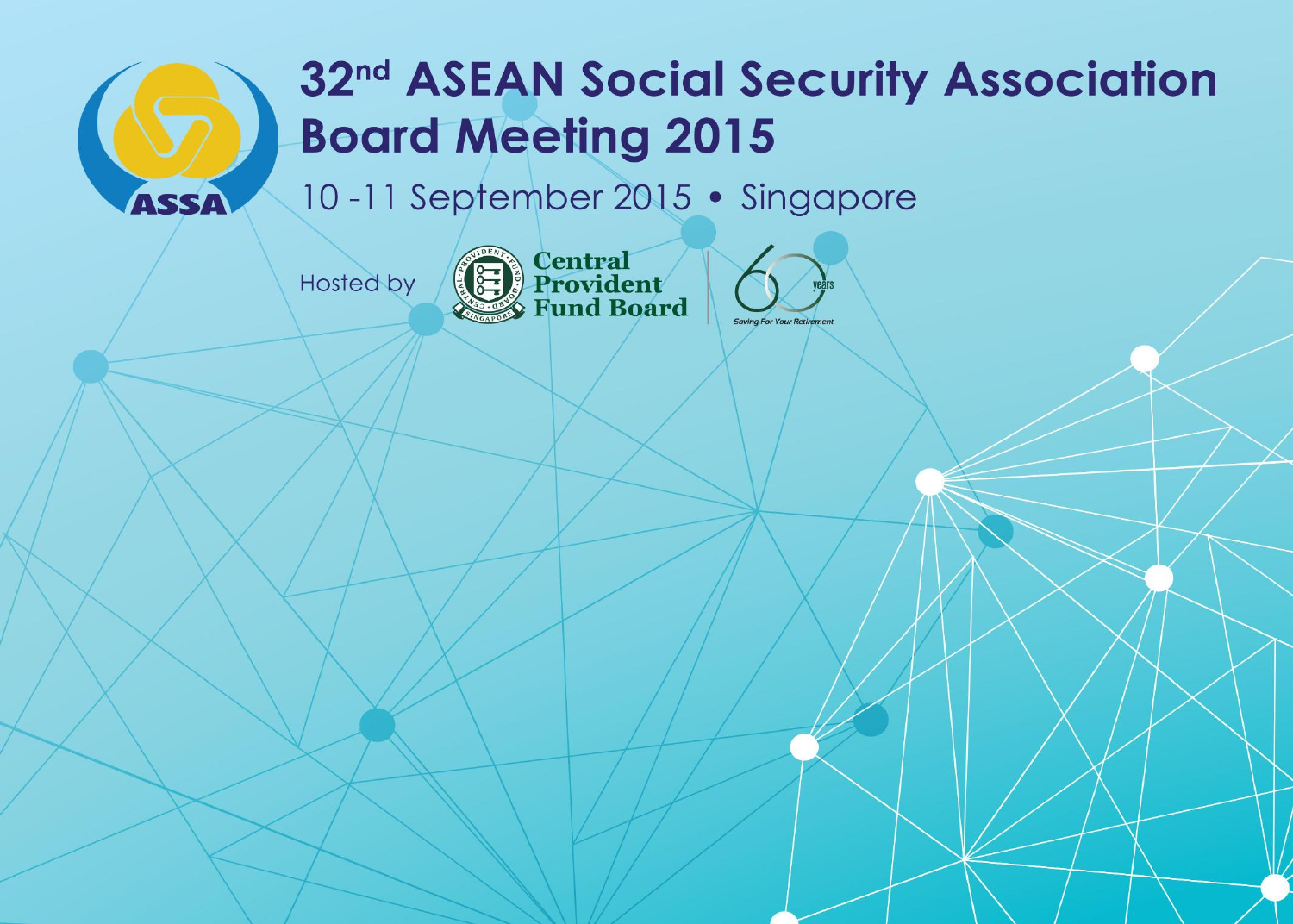# 32nd ASEAN Social Security Association Board Meeting 2015

10 -11 September 2015 • Singapore

Hosted by Central Provident Fund Board

60 years

*Saving For Your Retirement*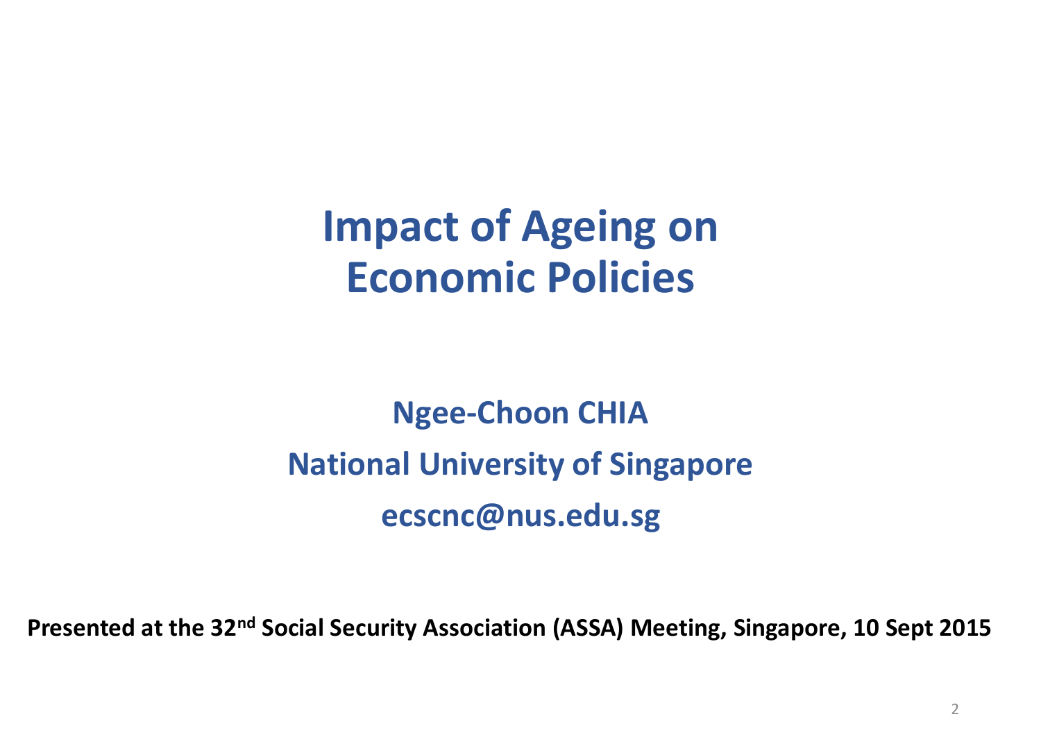# Impact of Ageing on Economic Policies

**Ngee-Choon CHIA**

**National University of Singapore**

**ecscnc@nus.edu.sg**

**Presented at the 32nd Social Security Association (ASSA) Meeting, Singapore, 10 Sept 2015**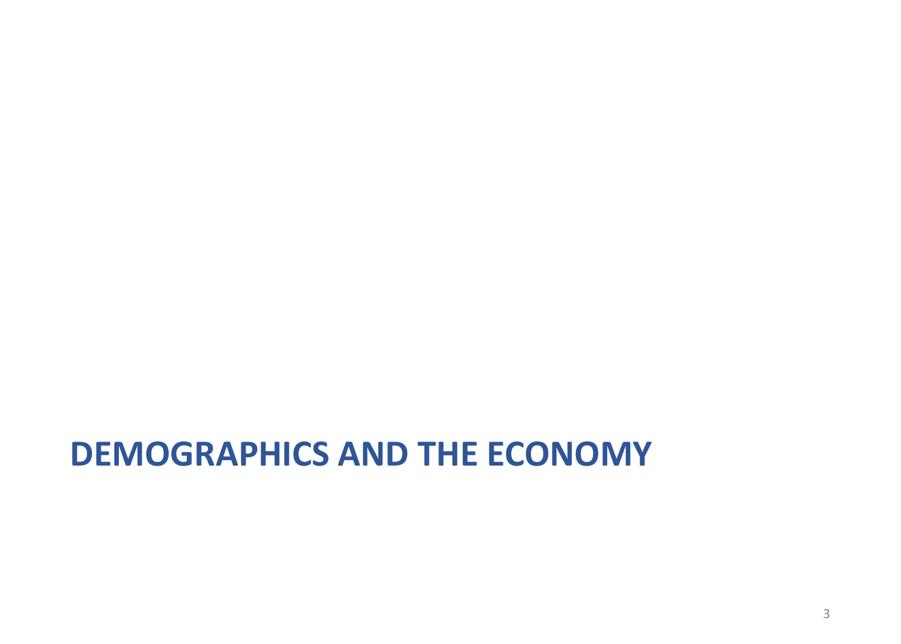# DEMOGRAPHICS AND THE ECONOMY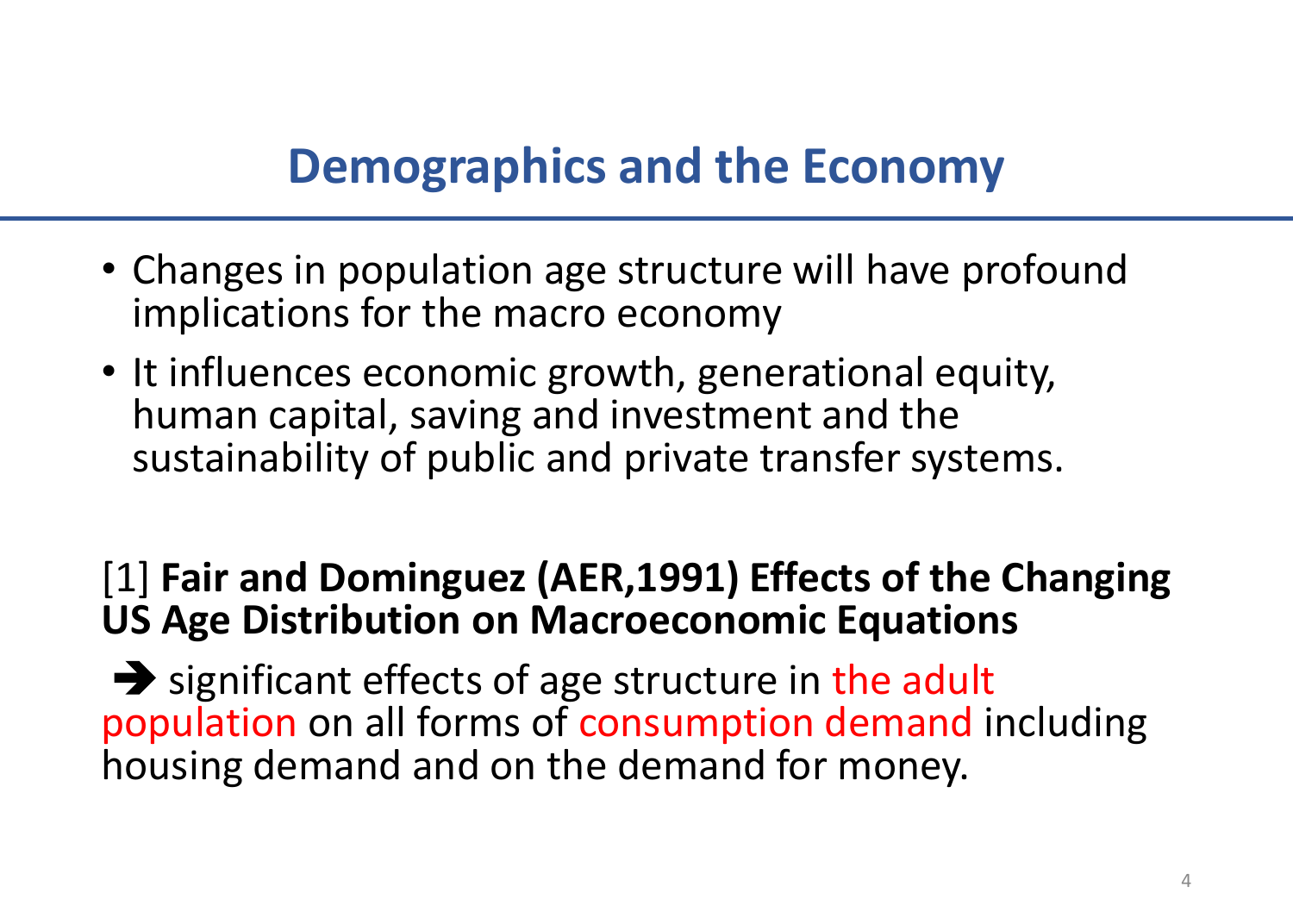# Demographics and the Economy

- Changes in population age structure will have profound implications for the macro economy
- It influences economic growth, generational equity, human capital, saving and investment and the sustainability of public and private transfer systems.

[1] **Fair and Dominguez (AER,1991) Effects of the Changing US Age Distribution on Macroeconomic Equations**

➔ significant effects of age structure in the adult population on all forms of consumption demand including housing demand and on the demand for money.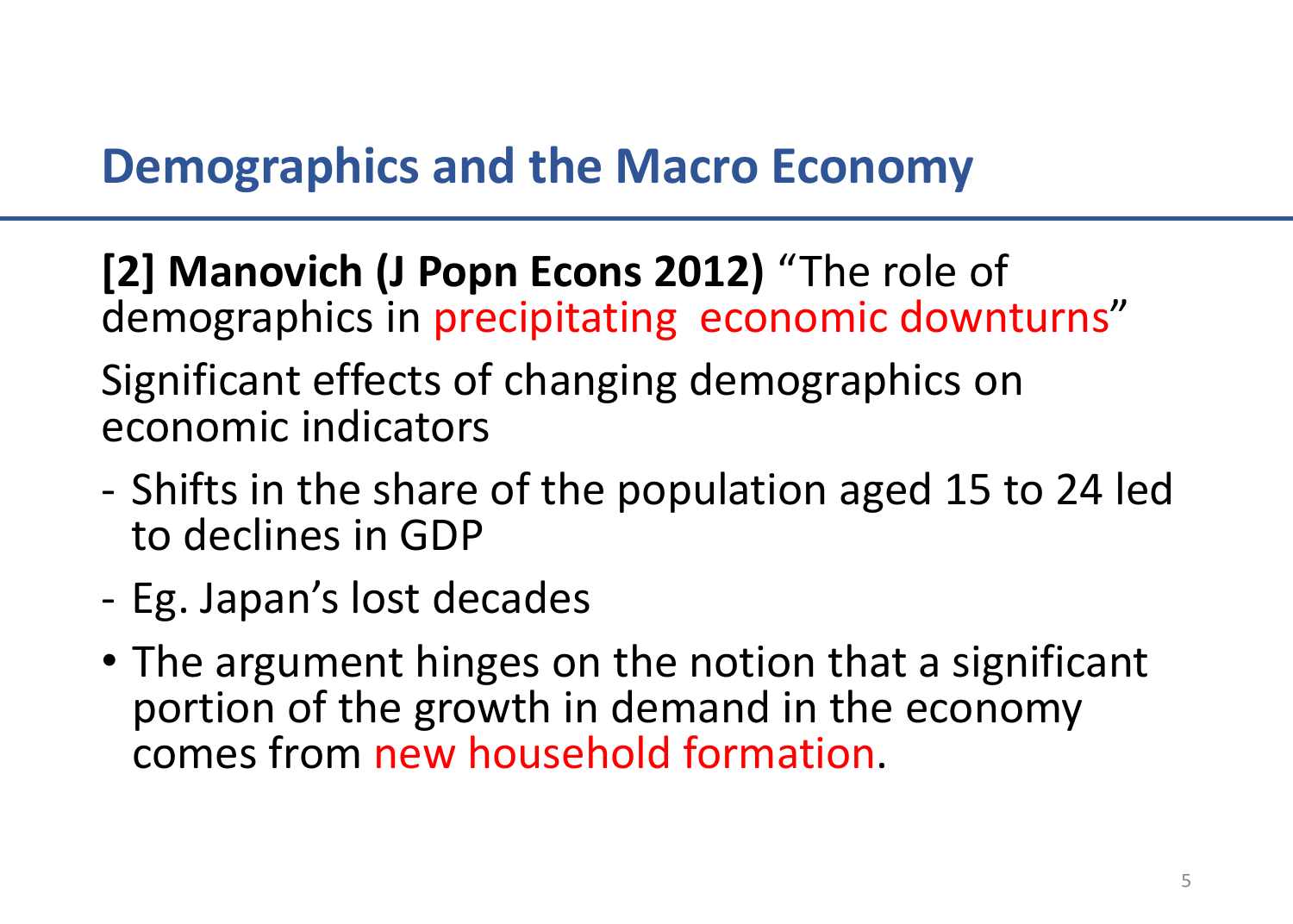# Demographics and the Macro Economy

**[2] Manovich (J Popn Econs 2012)** "The role of demographics in precipitating economic downturns"

Significant effects of changing demographics on economic indicators

- Shifts in the share of the population aged 15 to 24 led to declines in GDP
- Eg. Japan's lost decades

- The argument hinges on the notion that a significant portion of the growth in demand in the economy comes from new household formation.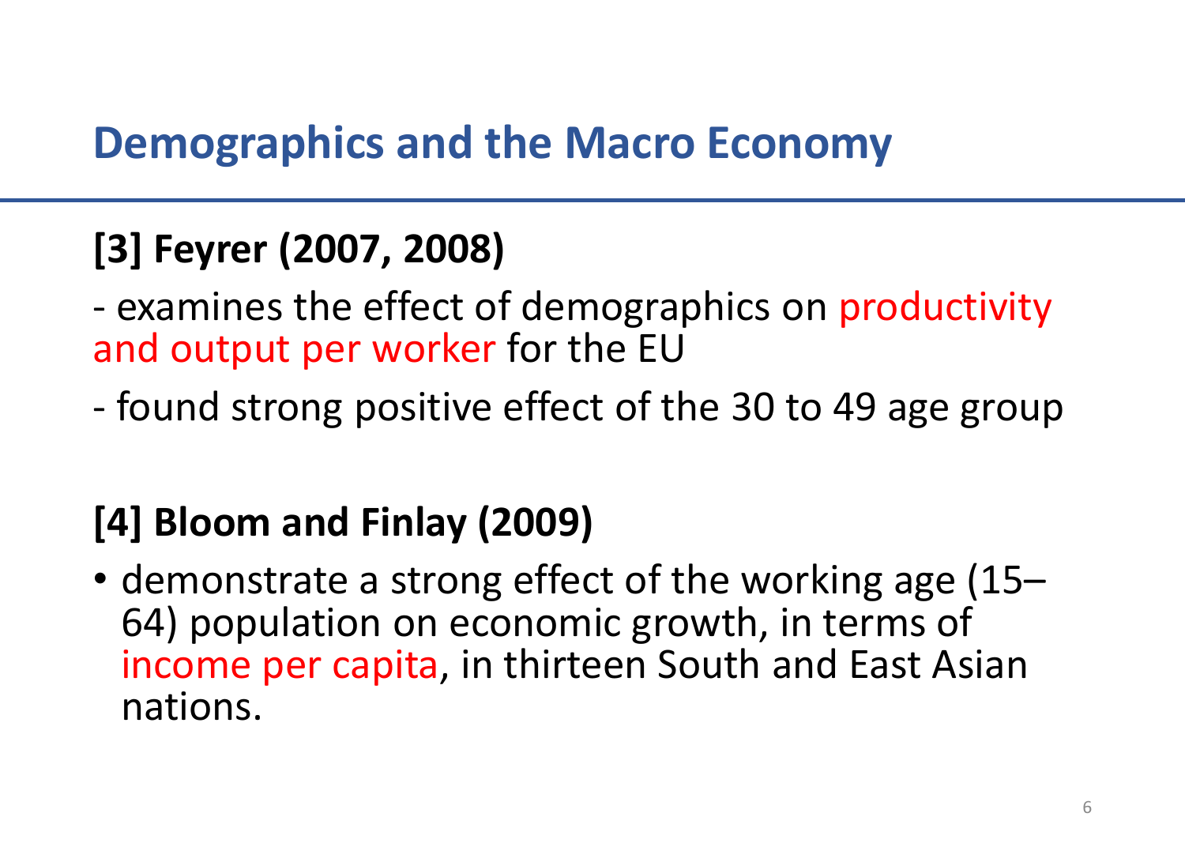# Demographics and the Macro Economy

**[3] Feyrer (2007, 2008)**

- examines the effect of demographics on productivity and output per worker for the EU
- found strong positive effect of the 30 to 49 age group

**[4] Bloom and Finlay (2009)**

- demonstrate a strong effect of the working age (15–64) population on economic growth, in terms of income per capita, in thirteen South and East Asian nations.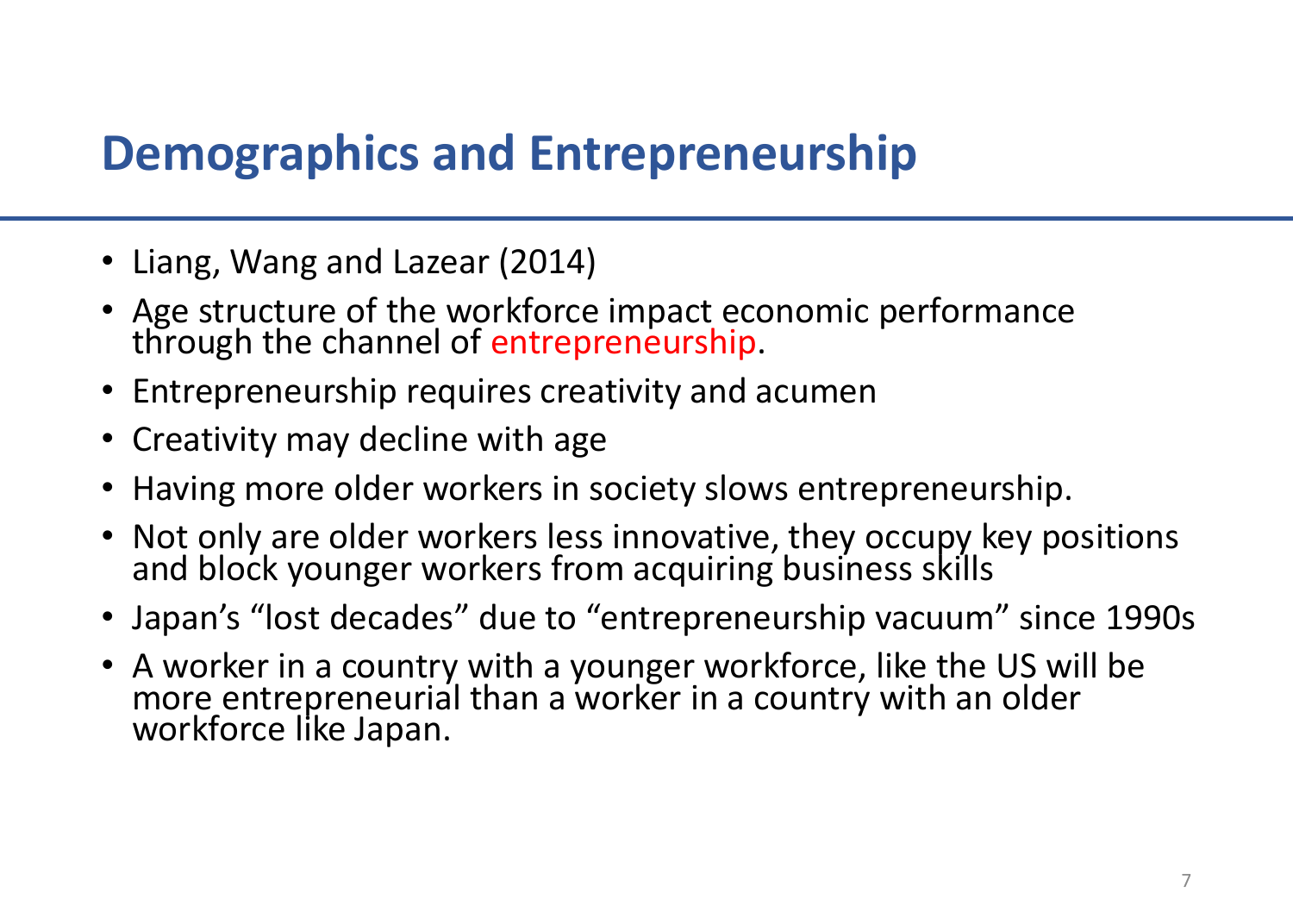## Demographics and Entrepreneurship

- Liang, Wang and Lazear (2014)
- Age structure of the workforce impact economic performance through the channel of entrepreneurship.
- Entrepreneurship requires creativity and acumen
- Creativity may decline with age
- Having more older workers in society slows entrepreneurship.
- Not only are older workers less innovative, they occupy key positions and block younger workers from acquiring business skills
- Japan's "lost decades" due to "entrepreneurship vacuum" since 1990s
- A worker in a country with a younger workforce, like the US will be more entrepreneurial than a worker in a country with an older workforce like Japan.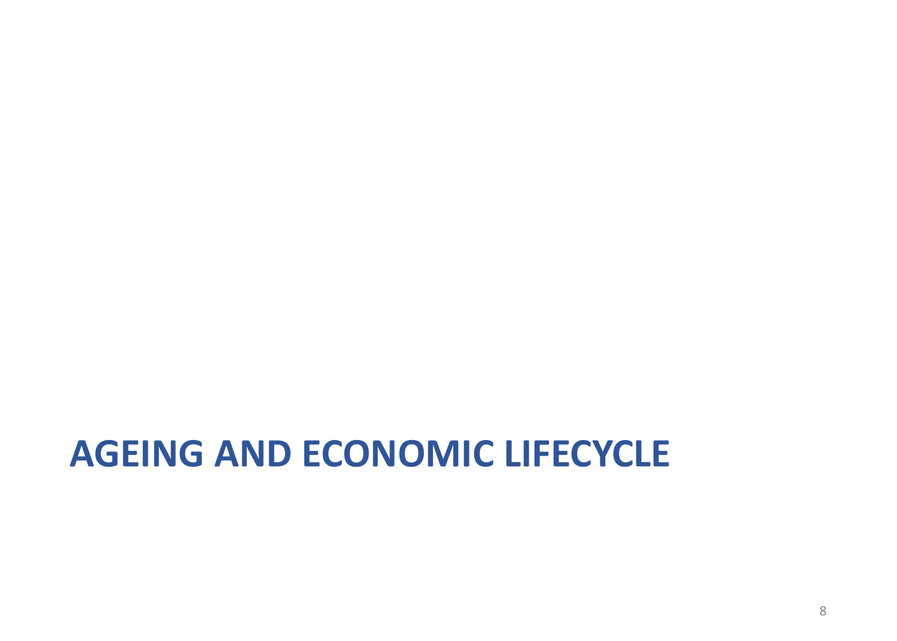# AGEING AND ECONOMIC LIFECYCLE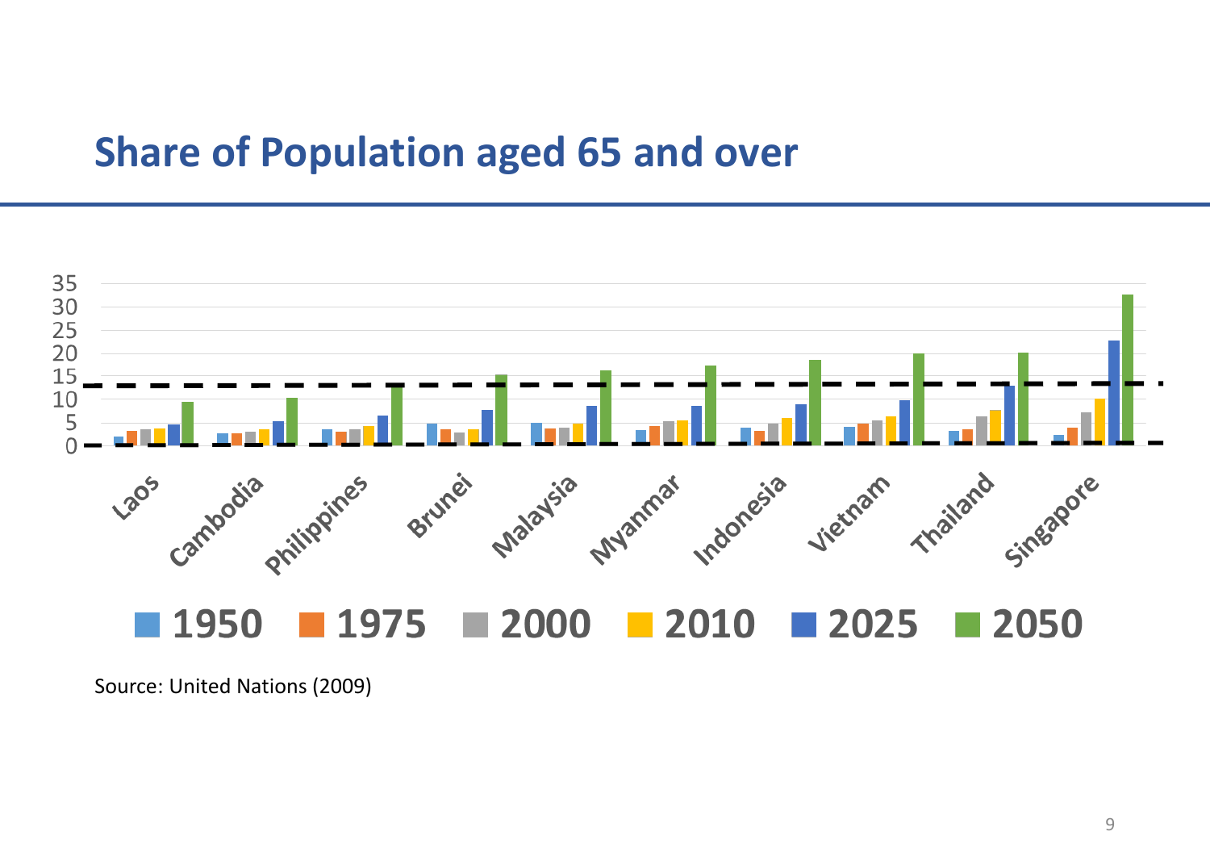## Share of Population aged 65 and over

Source: United Nations (2009)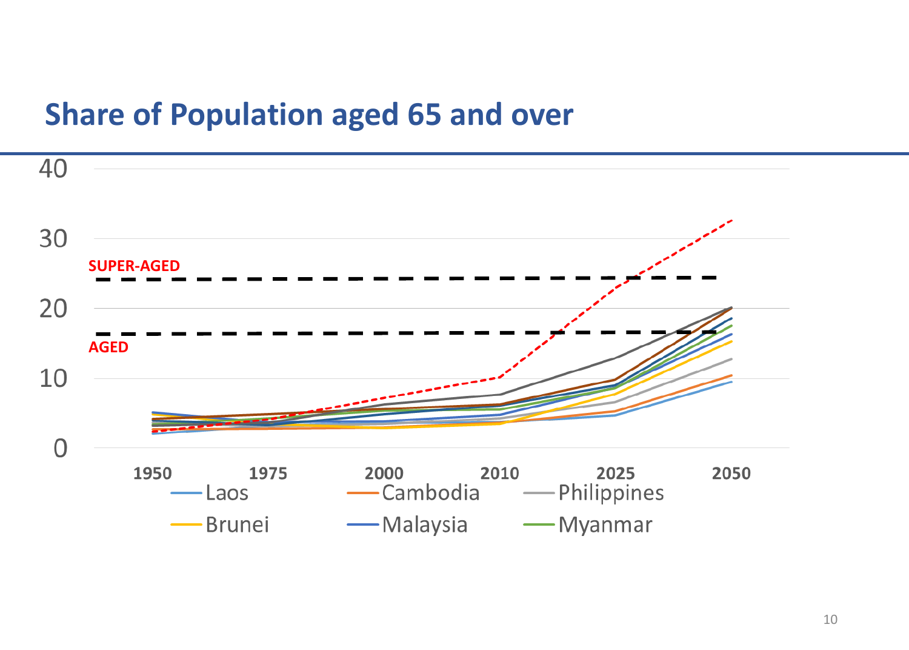# Share of Population aged 65 and over

40

30

SUPER-AGED

20

AGED

10

0

1950 1975 2000 2010 2025 2050

Laos, Cambodia, Philippines, Brunei, Malaysia, Myanmar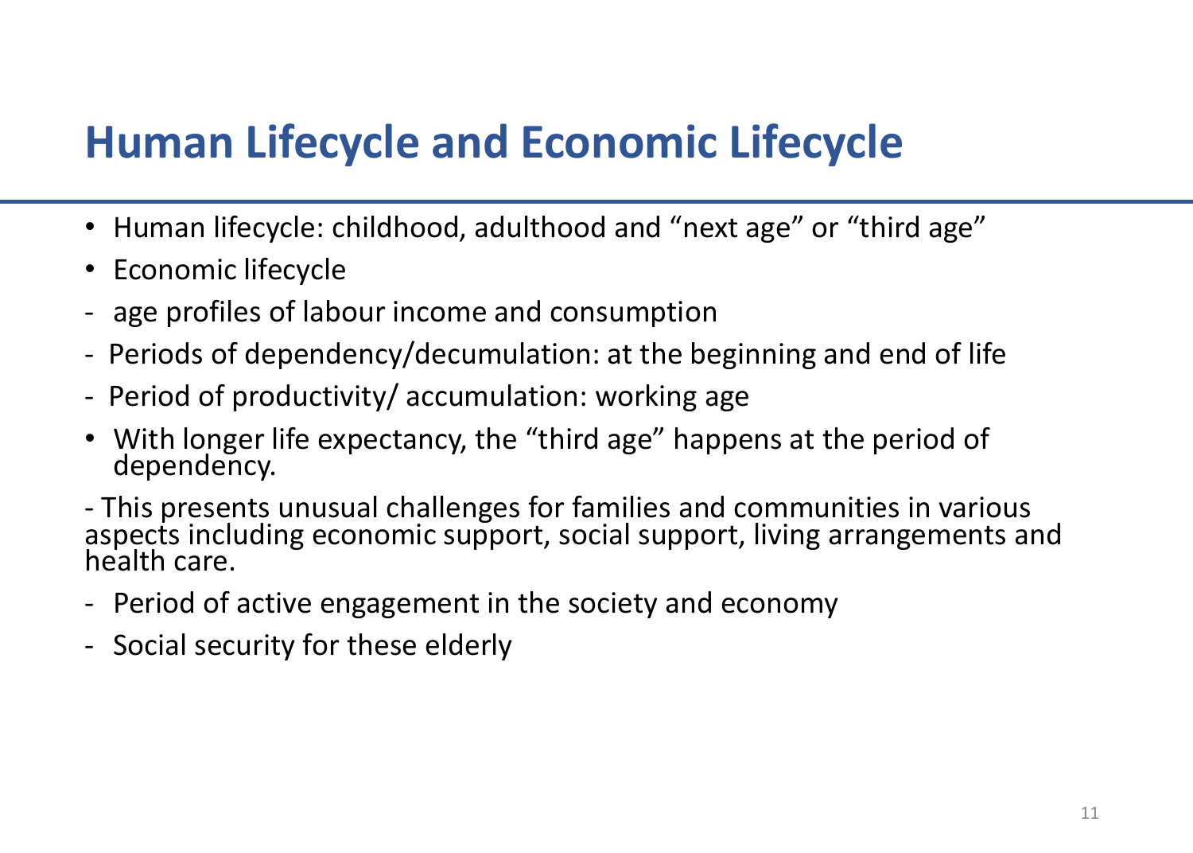## Human Lifecycle and Economic Lifecycle

- Human lifecycle: childhood, adulthood and "next age" or "third age"
- Economic lifecycle

- age profiles of labour income and consumption
- Periods of dependency/decumulation: at the beginning and end of life
- Period of productivity/ accumulation: working age

- With longer life expectancy, the "third age" happens at the period of dependency.

- This presents unusual challenges for families and communities in various aspects including economic support, social support, living arrangements and health care.

- Period of active engagement in the society and economy
- Social security for these elderly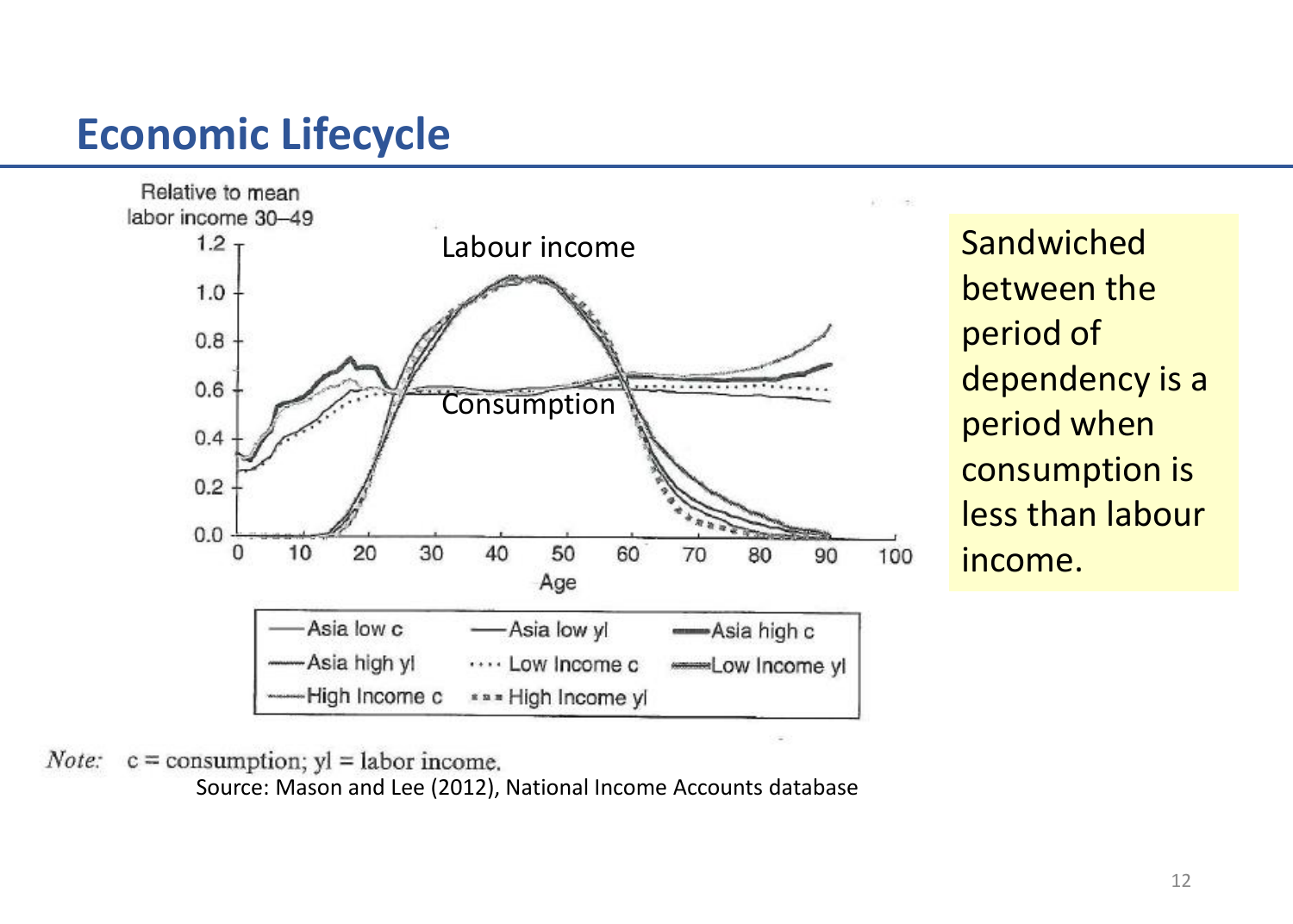# Economic Lifecycle

Relative to mean labor income 30–49

Labour income

Consumption

| Asia low c | Asia low yl | Asia high c |
| --- | --- | --- |
| Asia high yl | Low Income c | Low Income yl |
| High Income c | High Income yl | |

*Note:* c = consumption; yl = labor income.

Source: Mason and Lee (2012), National Income Accounts database

Sandwiched between the period of dependency is a period when consumption is less than labour income.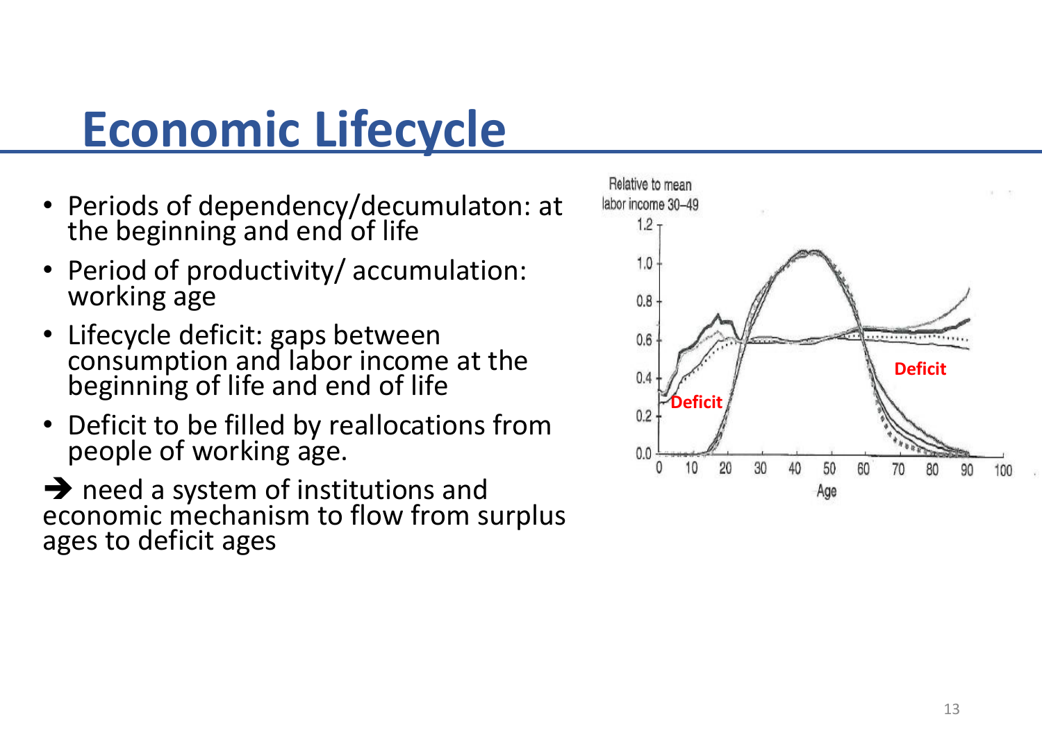# Economic Lifecycle

- Periods of dependency/decumulaton: at the beginning and end of life
- Period of productivity/ accumulation: working age
- Lifecycle deficit: gaps between consumption and labor income at the beginning of life and end of life
- Deficit to be filled by reallocations from people of working age.

➔ need a system of institutions and economic mechanism to flow from surplus ages to deficit ages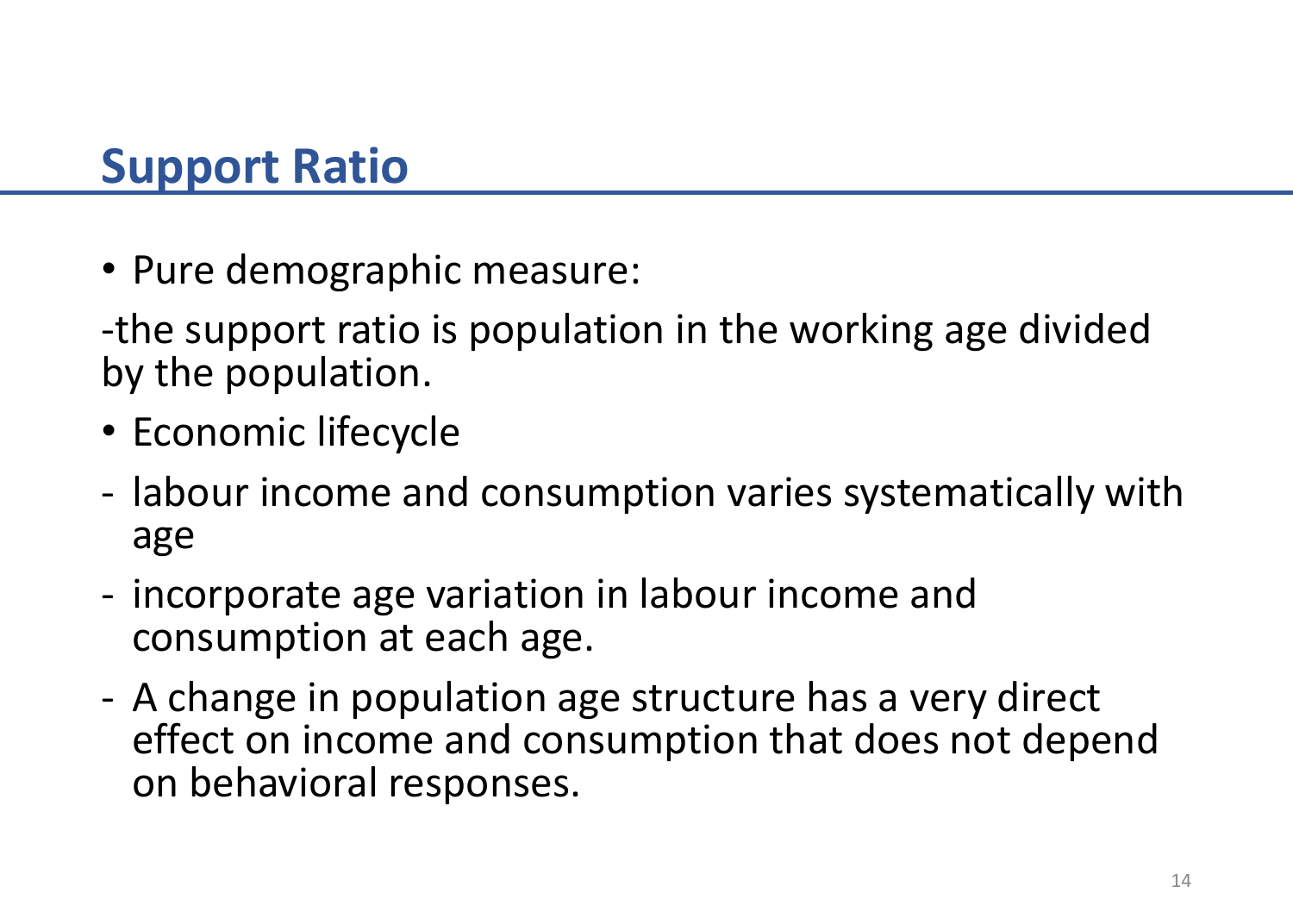## Support Ratio

- Pure demographic measure:

-the support ratio is population in the working age divided by the population.

- Economic lifecycle

- labour income and consumption varies systematically with age
- incorporate age variation in labour income and consumption at each age.
- A change in population age structure has a very direct effect on income and consumption that does not depend on behavioral responses.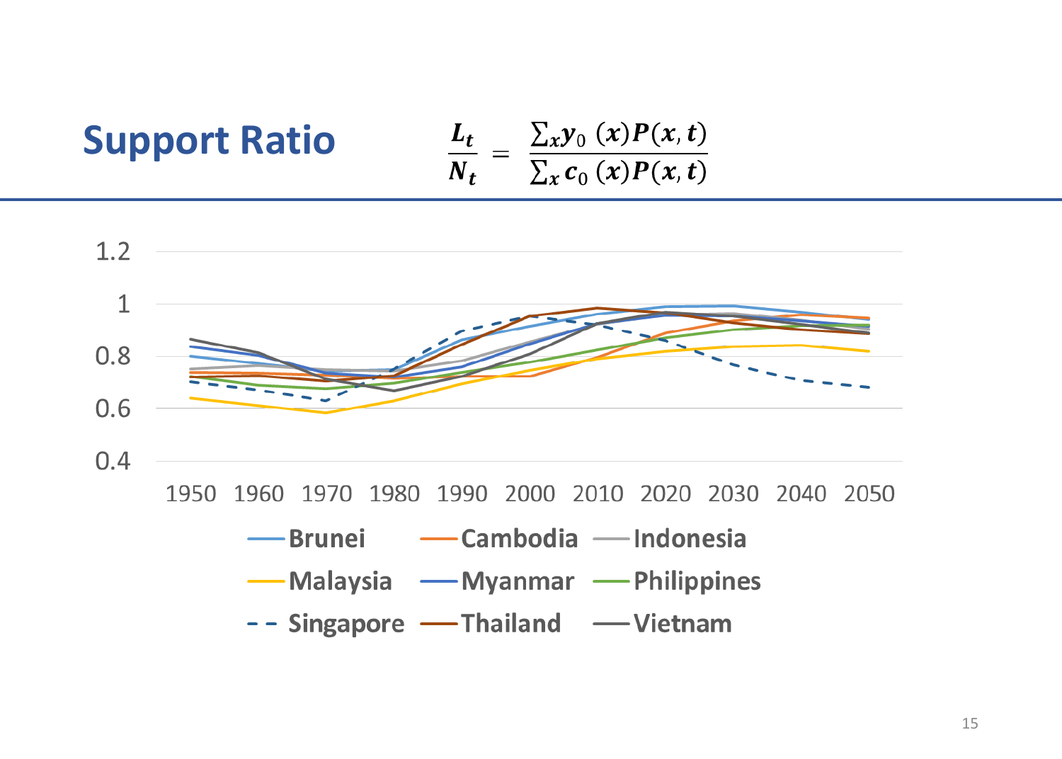# Support Ratio

$$\frac{L_t}{N_t} = \frac{\sum_x y_0(x) P(x,t)}{\sum_x c_0(x) P(x,t)}$$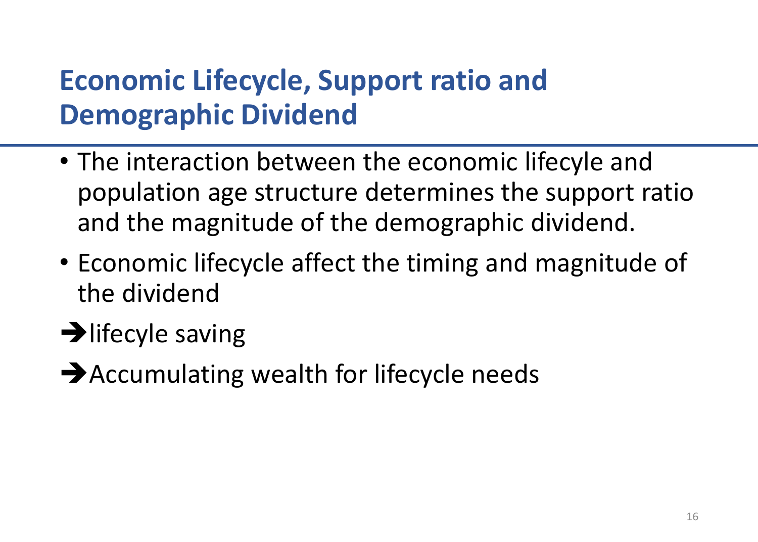# Economic Lifecycle, Support ratio and Demographic Dividend

- The interaction between the economic lifecyle and population age structure determines the support ratio and the magnitude of the demographic dividend.
- Economic lifecycle affect the timing and magnitude of the dividend

➔lifecyle saving

➔Accumulating wealth for lifecycle needs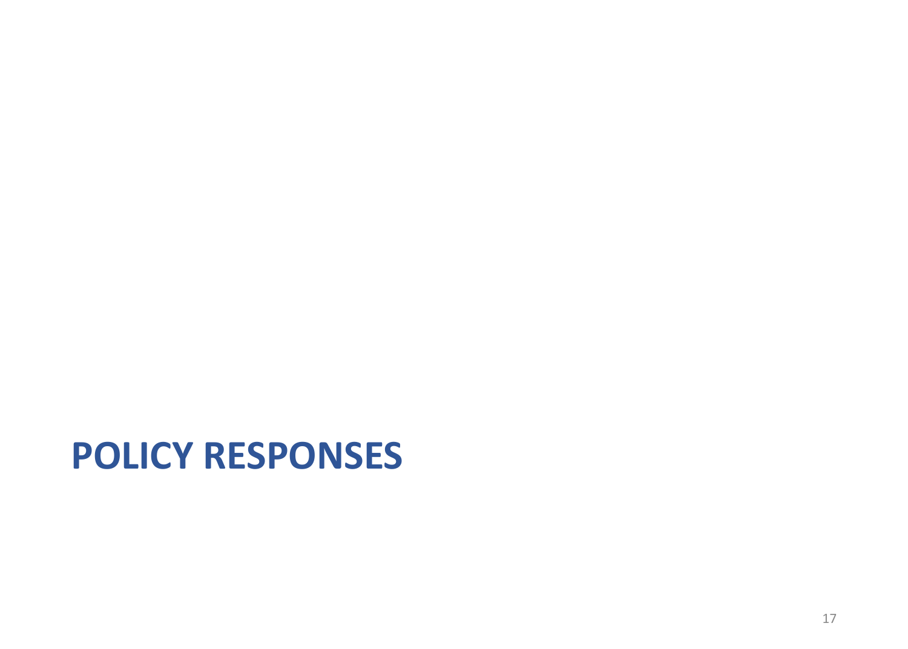# POLICY RESPONSES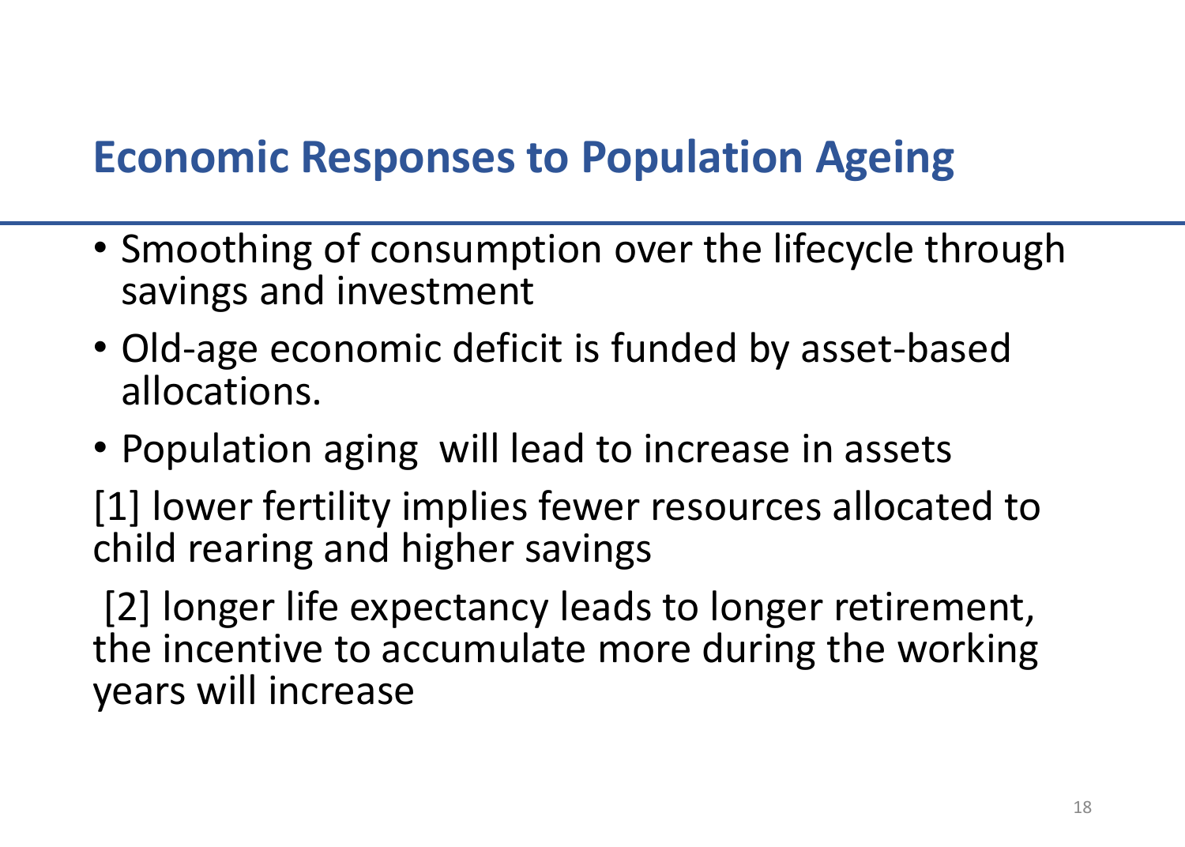# Economic Responses to Population Ageing

- Smoothing of consumption over the lifecycle through savings and investment
- Old-age economic deficit is funded by asset-based allocations.
- Population aging will lead to increase in assets

[1] lower fertility implies fewer resources allocated to child rearing and higher savings

[2] longer life expectancy leads to longer retirement, the incentive to accumulate more during the working years will increase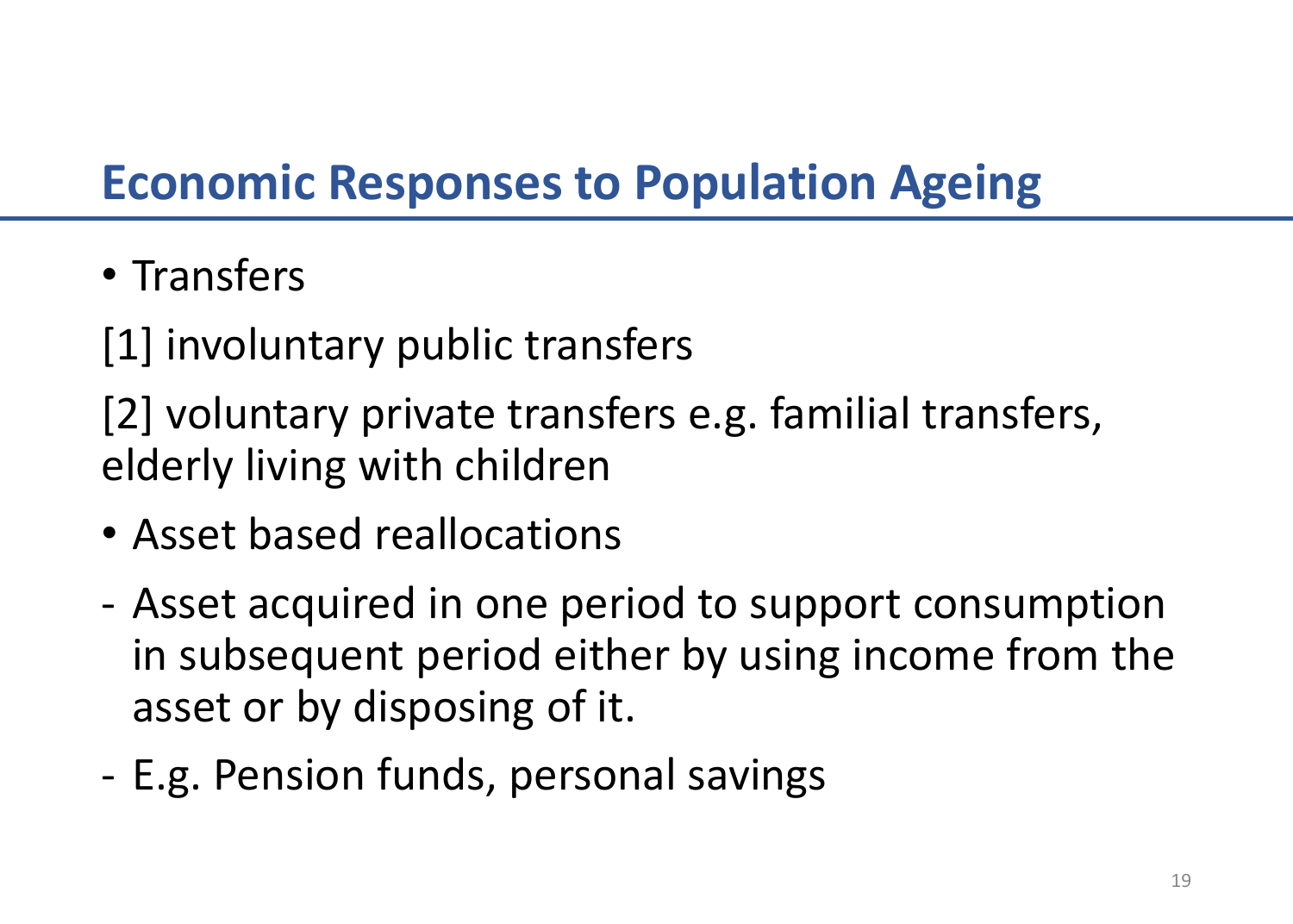# Economic Responses to Population Ageing

- Transfers

[1] involuntary public transfers

[2] voluntary private transfers e.g. familial transfers, elderly living with children

- Asset based reallocations

- Asset acquired in one period to support consumption in subsequent period either by using income from the asset or by disposing of it.
- E.g. Pension funds, personal savings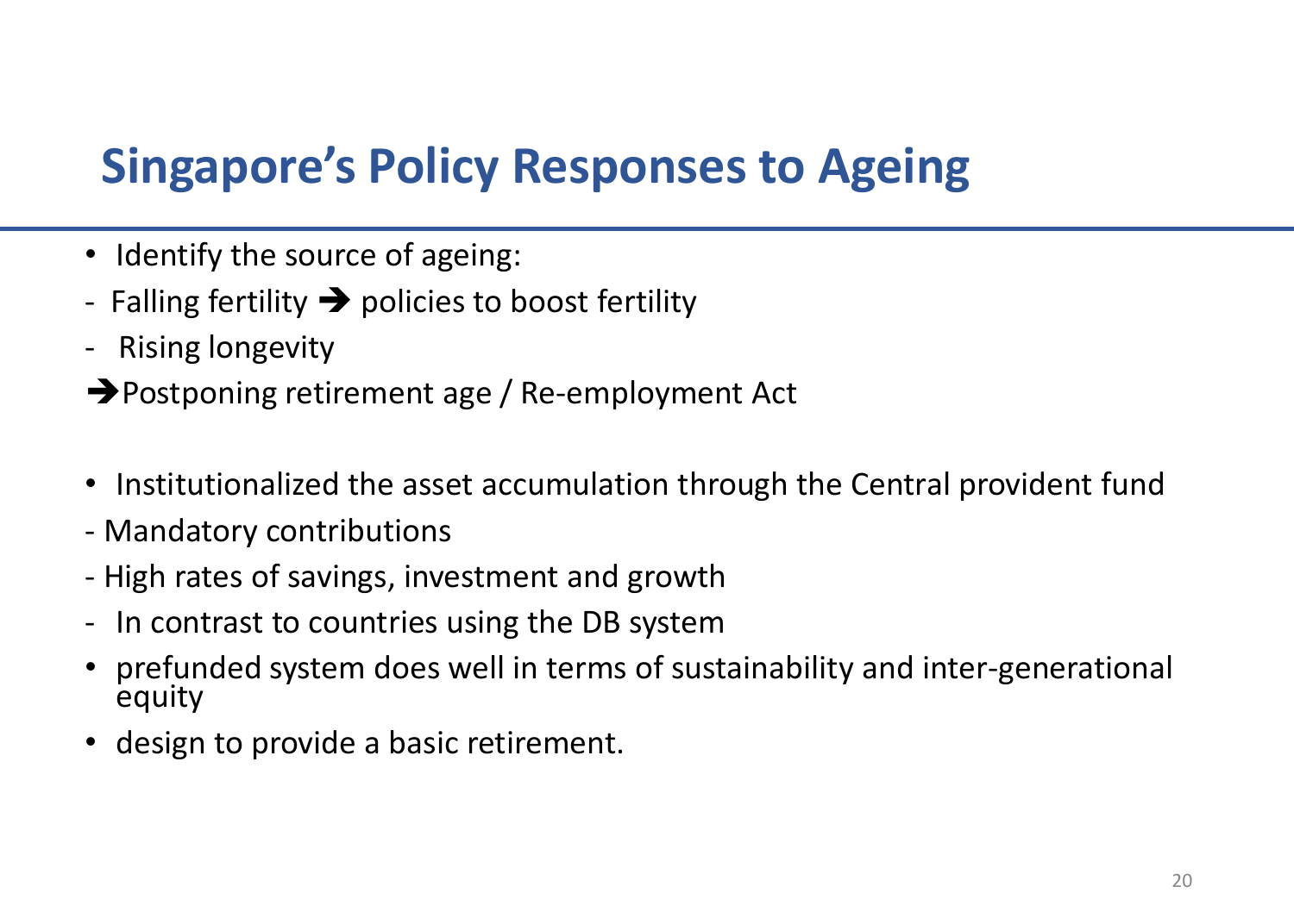# Singapore's Policy Responses to Ageing

- Identify the source of ageing:

- Falling fertility ➔ policies to boost fertility
- Rising longevity

➔Postponing retirement age / Re-employment Act

- Institutionalized the asset accumulation through the Central provident fund

- Mandatory contributions
- High rates of savings, investment and growth
- In contrast to countries using the DB system

- prefunded system does well in terms of sustainability and inter-generational equity
- design to provide a basic retirement.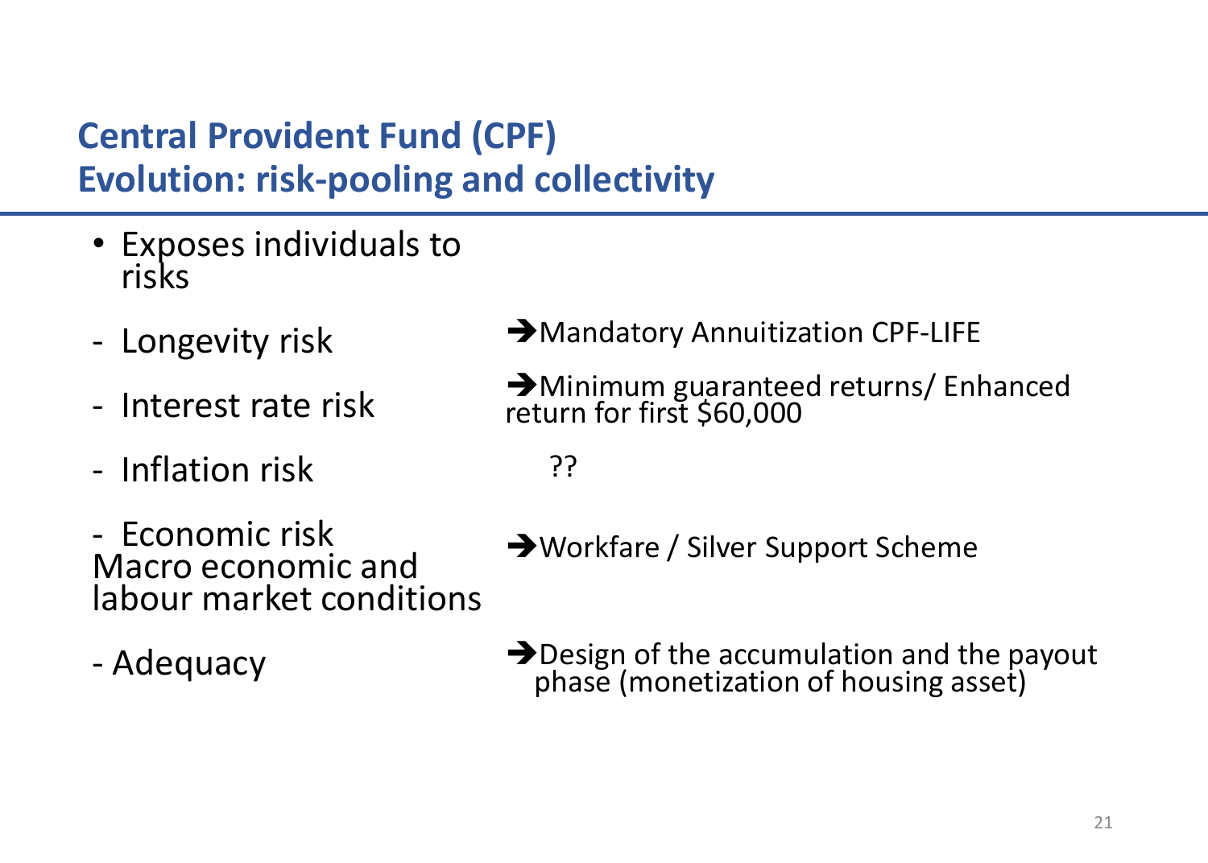## Central Provident Fund (CPF)
## Evolution: risk-pooling and collectivity

- Exposes individuals to risks

| | |
|---|---|
| - Longevity risk | ➔Mandatory Annuitization CPF-LIFE |
| - Interest rate risk | ➔Minimum guaranteed returns/ Enhanced return for first $60,000 |
| - Inflation risk | ?? |
| - Economic risk Macro economic and labour market conditions | ➔Workfare / Silver Support Scheme |
| - Adequacy | ➔Design of the accumulation and the payout phase (monetization of housing asset) |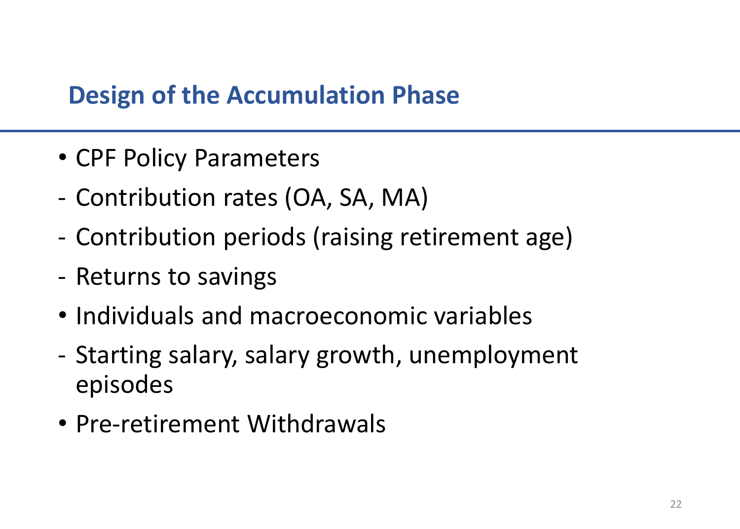## Design of the Accumulation Phase

- CPF Policy Parameters
  - Contribution rates (OA, SA, MA)
  - Contribution periods (raising retirement age)
  - Returns to savings
- Individuals and macroeconomic variables
  - Starting salary, salary growth, unemployment episodes
- Pre-retirement Withdrawals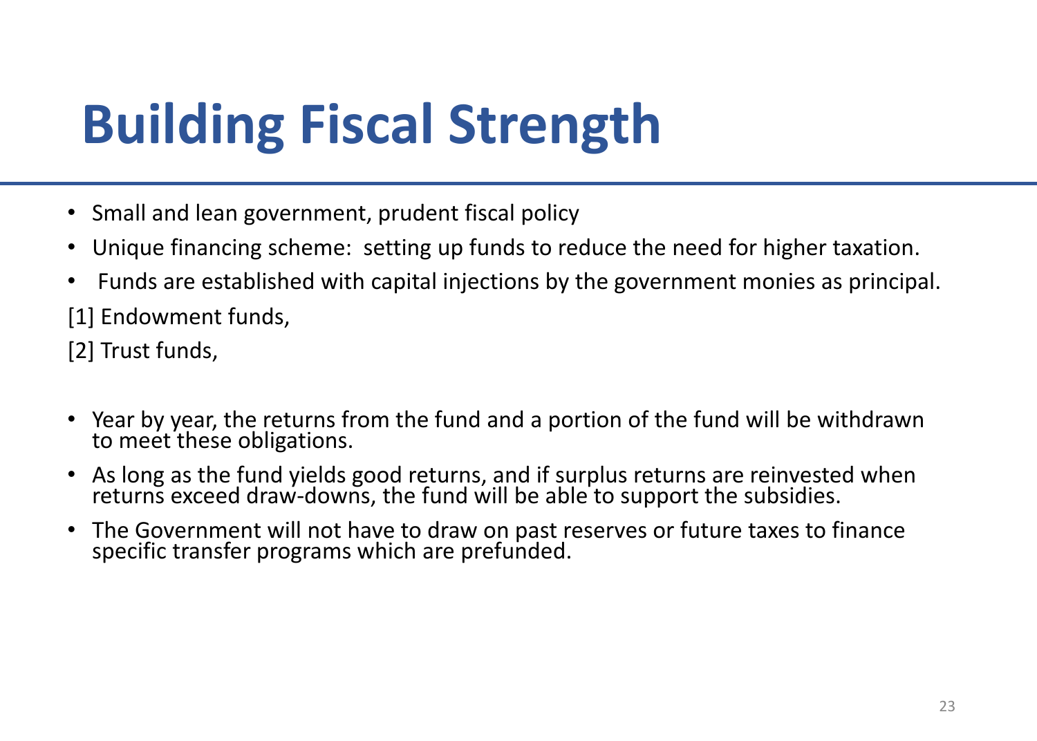# Building Fiscal Strength

- Small and lean government, prudent fiscal policy
- Unique financing scheme: setting up funds to reduce the need for higher taxation.
- Funds are established with capital injections by the government monies as principal.

[1] Endowment funds,

[2] Trust funds,

- Year by year, the returns from the fund and a portion of the fund will be withdrawn to meet these obligations.
- As long as the fund yields good returns, and if surplus returns are reinvested when returns exceed draw-downs, the fund will be able to support the subsidies.
- The Government will not have to draw on past reserves or future taxes to finance specific transfer programs which are prefunded.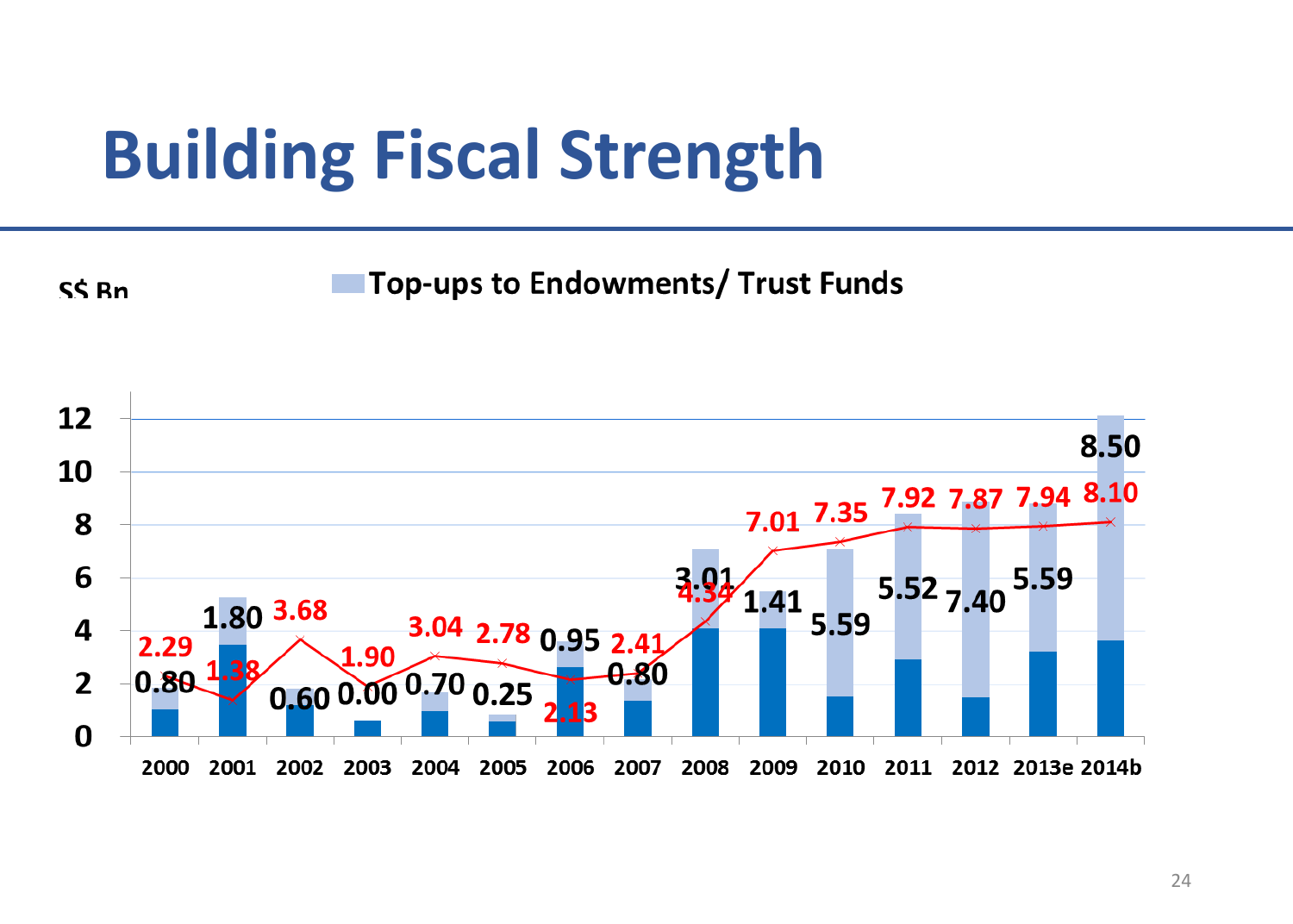# Building Fiscal Strength

S$ Bn

Top-ups to Endowments/ Trust Funds

| Year | Top-ups to Endowments/ Trust Funds | |
|---|---|---|
| 2000 | 0.80 | 2.29 |
| 2001 | 1.80 | 1.38 |
| 2002 | 0.60 | 3.68 |
| 2003 | 0.00 | 1.90 |
| 2004 | 0.70 | 3.04 |
| 2005 | 0.25 | 2.78 |
| 2006 | 0.95 | 2.13 |
| 2007 | 0.80 | 2.41 |
| 2008 | 3.01 | 4.34 |
| 2009 | 1.41 | 7.01 |
| 2010 | 5.59 | 7.35 |
| 2011 | 5.52 | 7.92 |
| 2012 | 7.40 | 7.87 |
| 2013e | 5.59 | 7.94 |
| 2014b | 8.50 | 8.10 |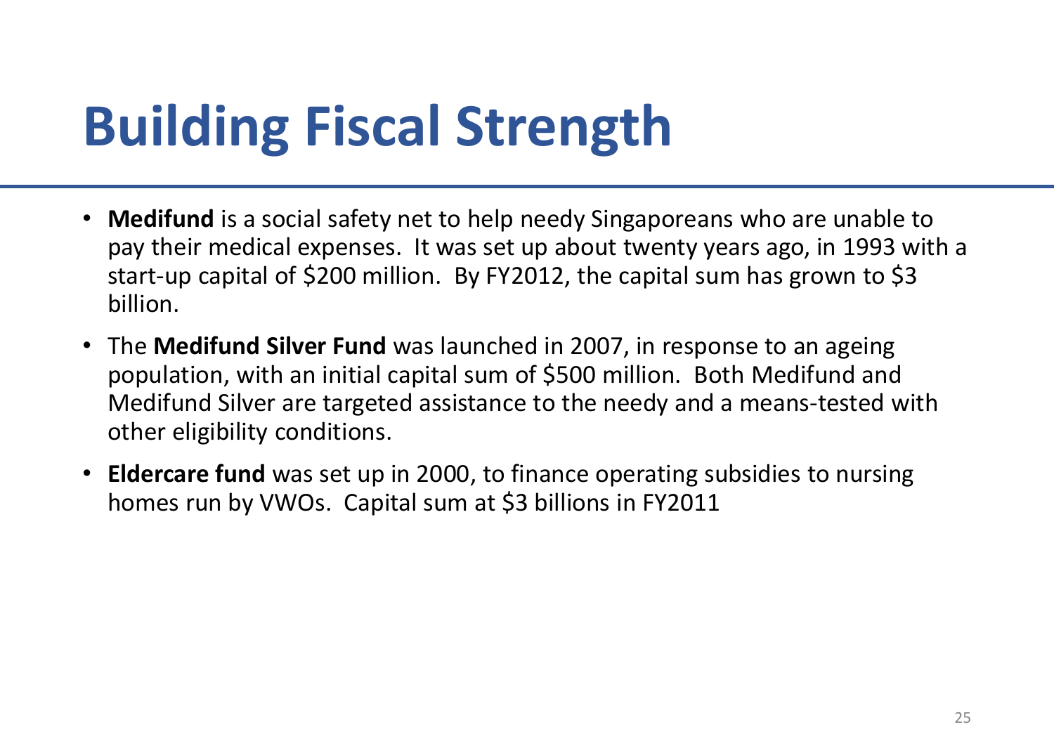# Building Fiscal Strength

- **Medifund** is a social safety net to help needy Singaporeans who are unable to pay their medical expenses. It was set up about twenty years ago, in 1993 with a start-up capital of $200 million. By FY2012, the capital sum has grown to $3 billion.
- The **Medifund Silver Fund** was launched in 2007, in response to an ageing population, with an initial capital sum of $500 million. Both Medifund and Medifund Silver are targeted assistance to the needy and a means-tested with other eligibility conditions.
- **Eldercare fund** was set up in 2000, to finance operating subsidies to nursing homes run by VWOs. Capital sum at $3 billions in FY2011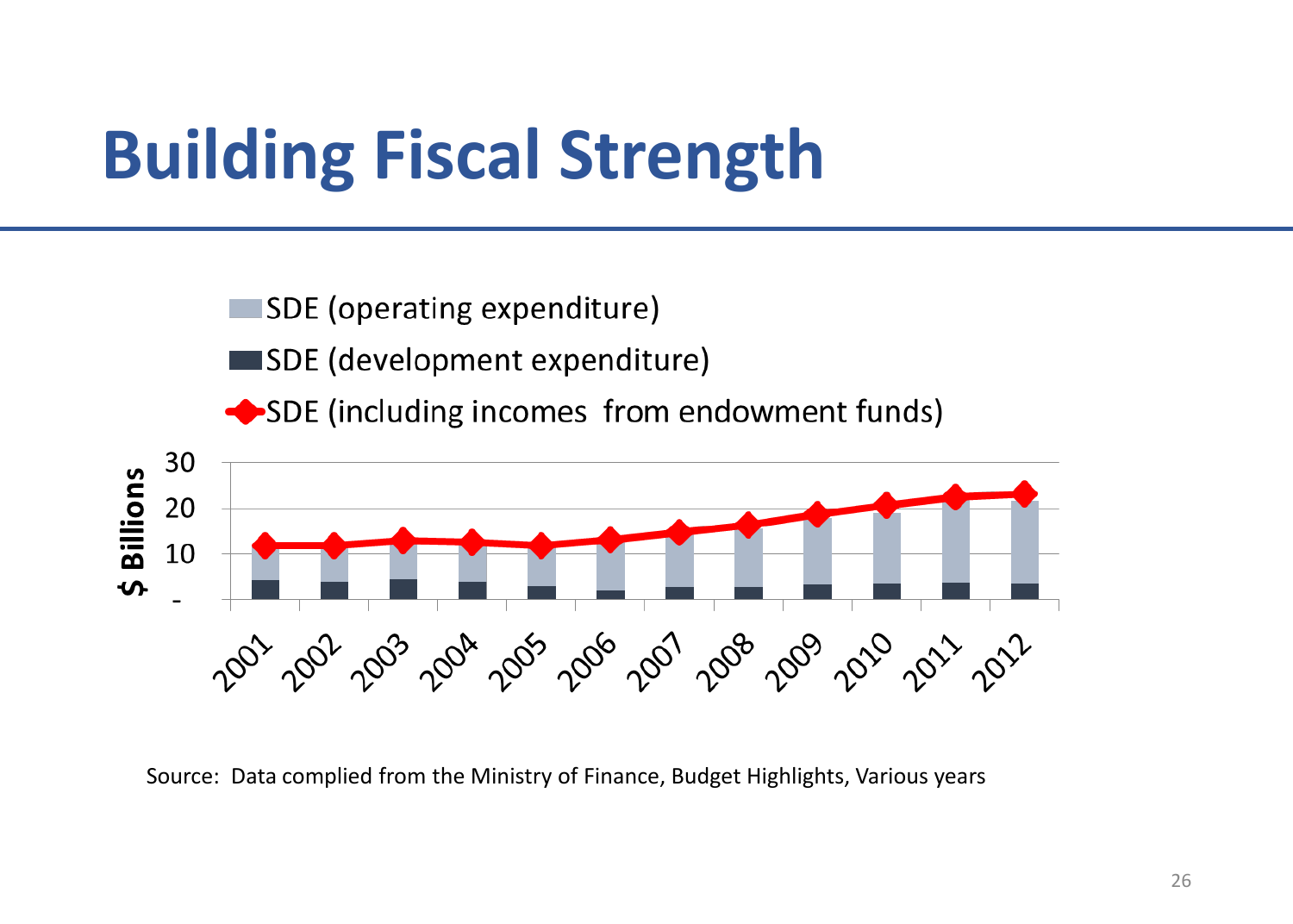# Building Fiscal Strength

SDE (operating expenditure)

SDE (development expenditure)

SDE (including incomes from endowment funds)

$ Billions

30

20

10

-

2001 2002 2003 2004 2005 2006 2007 2008 2009 2010 2011 2012

Source: Data complied from the Ministry of Finance, Budget Highlights, Various years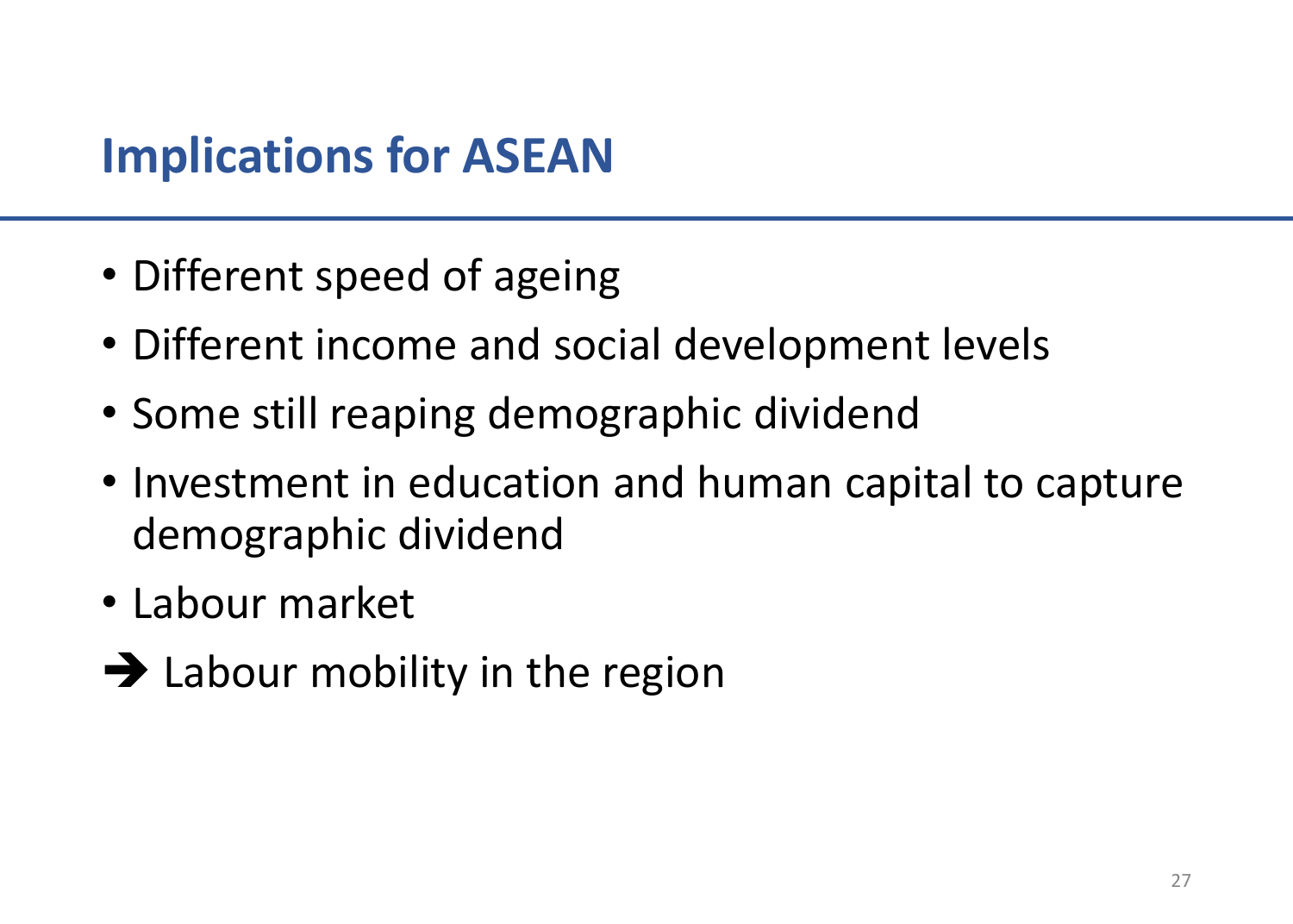## Implications for ASEAN

- Different speed of ageing
- Different income and social development levels
- Some still reaping demographic dividend
- Investment in education and human capital to capture demographic dividend
- Labour market

➔ Labour mobility in the region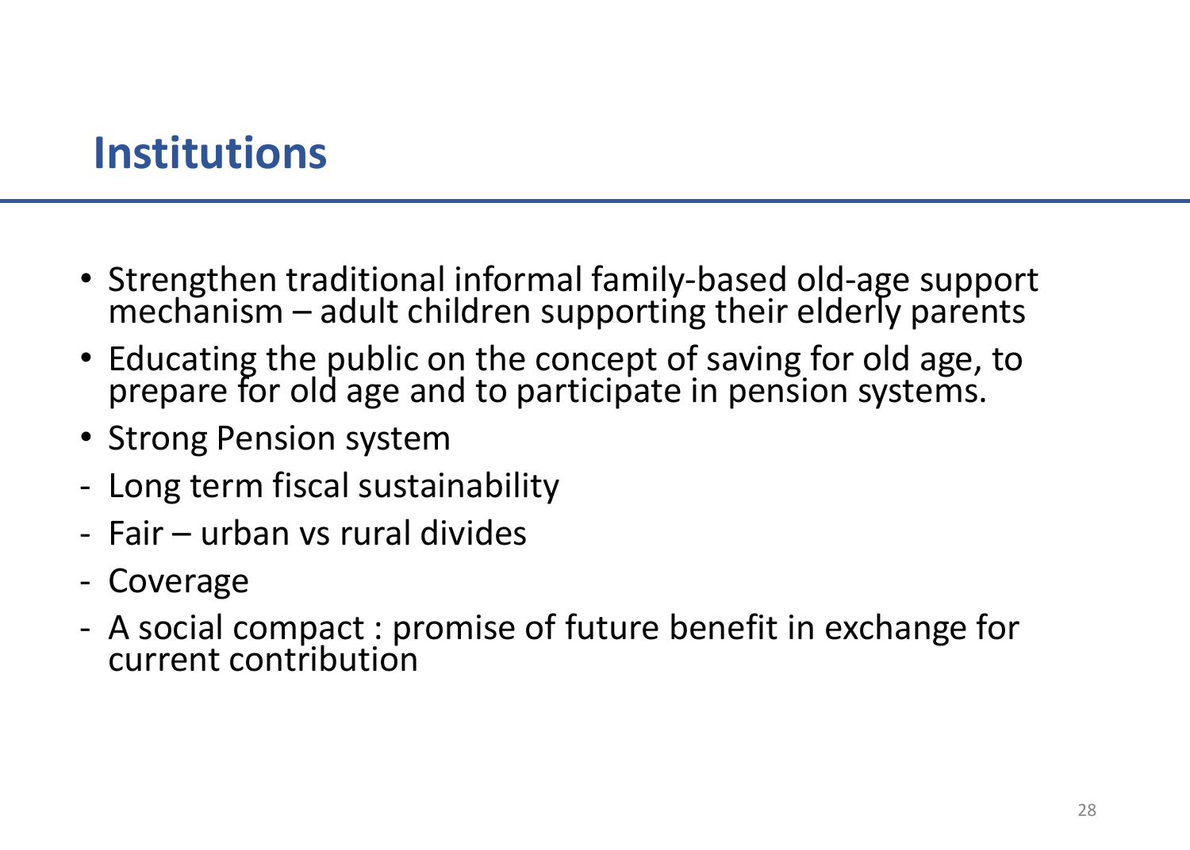# Institutions

- Strengthen traditional informal family-based old-age support mechanism – adult children supporting their elderly parents
- Educating the public on the concept of saving for old age, to prepare for old age and to participate in pension systems.
- Strong Pension system

- Long term fiscal sustainability
- Fair – urban vs rural divides
- Coverage
- A social compact : promise of future benefit in exchange for current contribution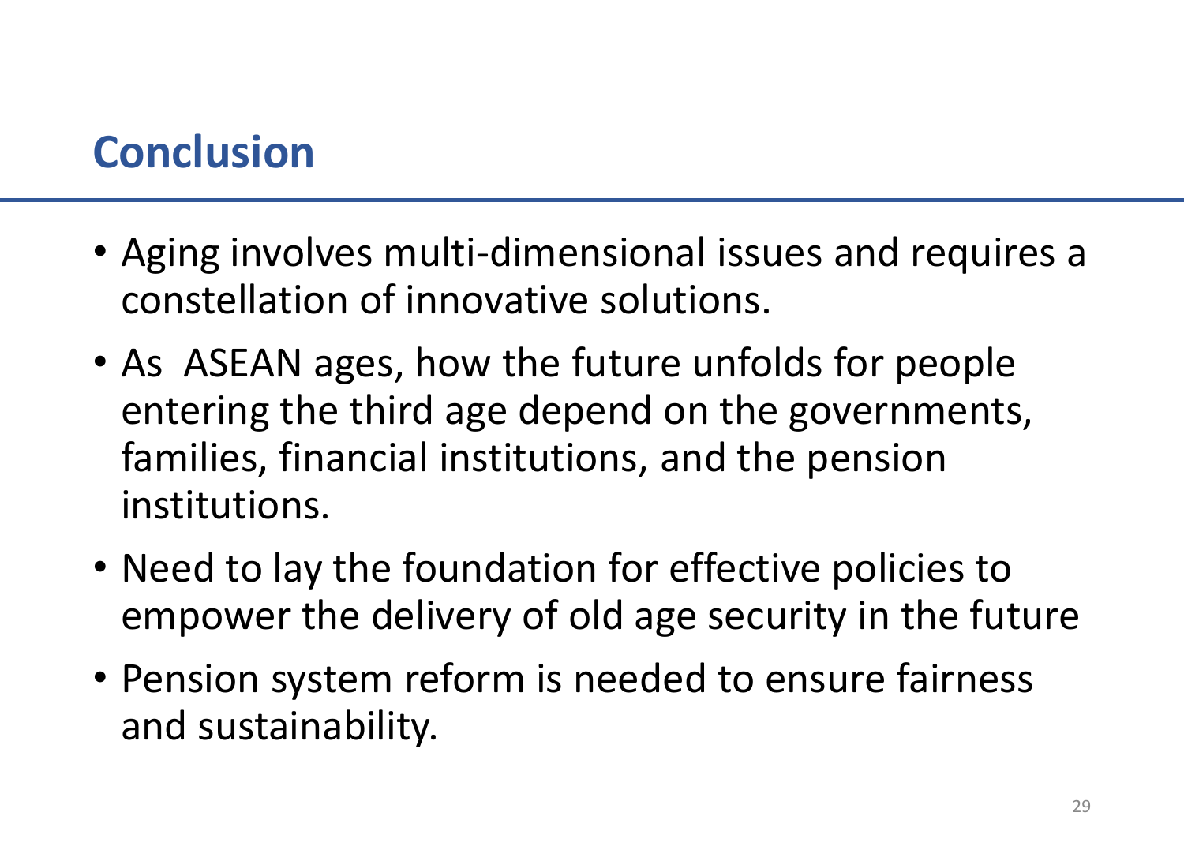# Conclusion

- Aging involves multi-dimensional issues and requires a constellation of innovative solutions.
- As ASEAN ages, how the future unfolds for people entering the third age depend on the governments, families, financial institutions, and the pension institutions.
- Need to lay the foundation for effective policies to empower the delivery of old age security in the future
- Pension system reform is needed to ensure fairness and sustainability.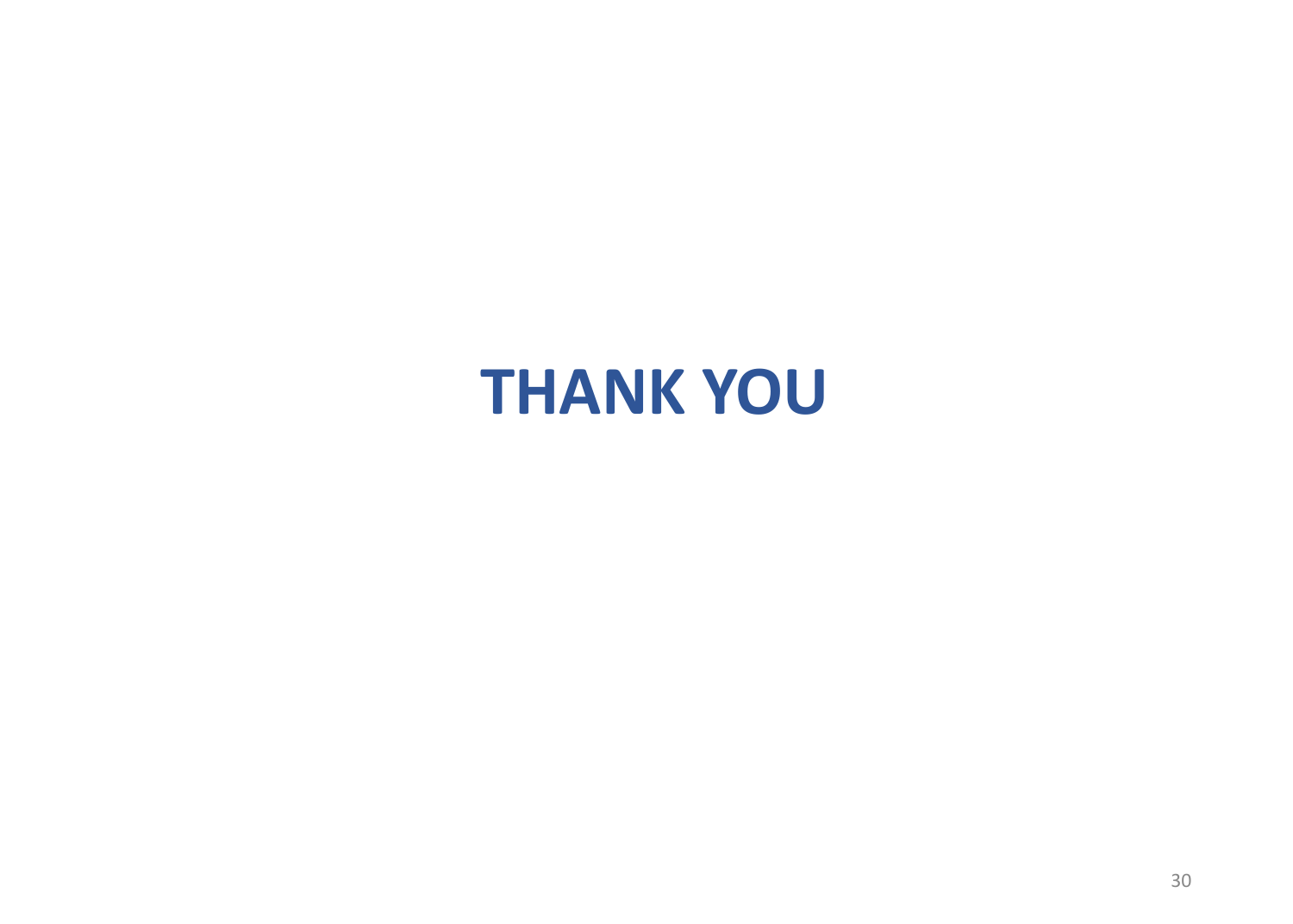# THANK YOU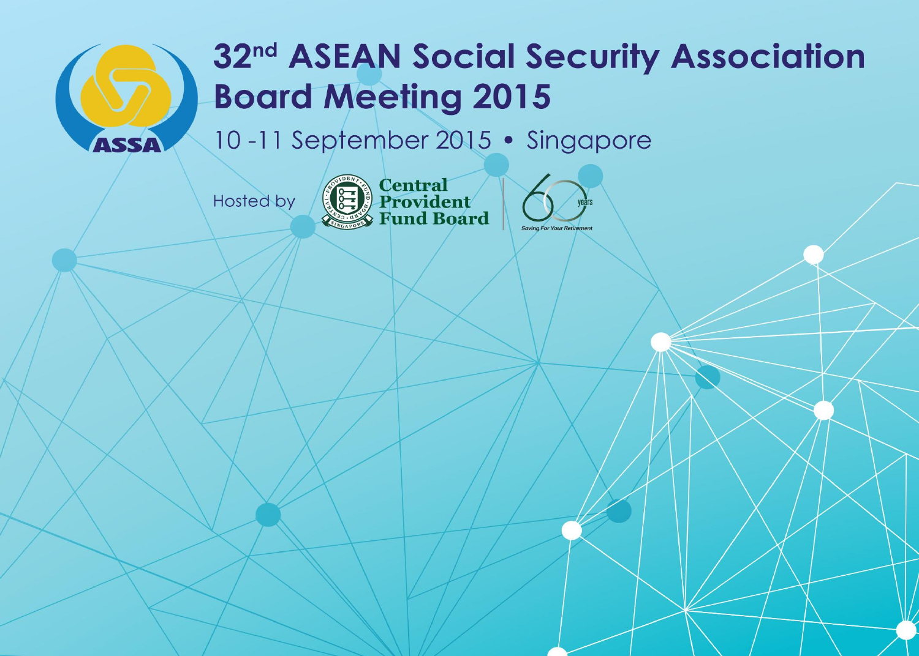# 32nd ASEAN Social Security Association Board Meeting 2015

10 -11 September 2015 • Singapore

Hosted by Central Provident Fund Board

60 years

Saving For Your Retirement